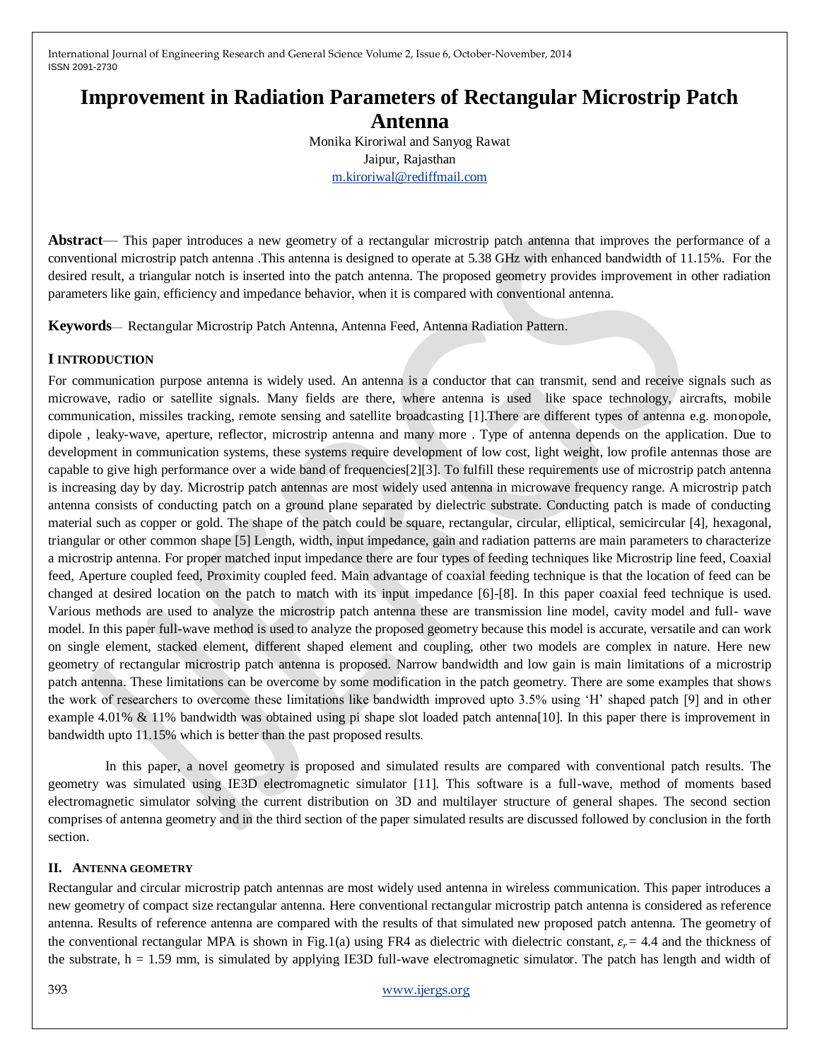# Improvement in Radiation Parameters of Rectangular Microstrip Patch Antenna

Monika Kiroriwal and Sanyog Rawat

Jaipur, Rajasthan

m.kiroriwal@rediffmail.com

**Abstract**— This paper introduces a new geometry of a rectangular microstrip patch antenna that improves the performance of a conventional microstrip patch antenna .This antenna is designed to operate at 5.38 GHz with enhanced bandwidth of 11.15%. For the desired result, a triangular notch is inserted into the patch antenna. The proposed geometry provides improvement in other radiation parameters like gain, efficiency and impedance behavior, when it is compared with conventional antenna.

**Keywords**— Rectangular Microstrip Patch Antenna, Antenna Feed, Antenna Radiation Pattern.

## I INTRODUCTION

For communication purpose antenna is widely used. An antenna is a conductor that can transmit, send and receive signals such as microwave, radio or satellite signals. Many fields are there, where antenna is used like space technology, aircrafts, mobile communication, missiles tracking, remote sensing and satellite broadcasting [1].There are different types of antenna e.g. monopole, dipole , leaky-wave, aperture, reflector, microstrip antenna and many more . Type of antenna depends on the application. Due to development in communication systems, these systems require development of low cost, light weight, low profile antennas those are capable to give high performance over a wide band of frequencies[2][3]. To fulfill these requirements use of microstrip patch antenna is increasing day by day. Microstrip patch antennas are most widely used antenna in microwave frequency range. A microstrip patch antenna consists of conducting patch on a ground plane separated by dielectric substrate. Conducting patch is made of conducting material such as copper or gold. The shape of the patch could be square, rectangular, circular, elliptical, semicircular [4], hexagonal, triangular or other common shape [5] Length, width, input impedance, gain and radiation patterns are main parameters to characterize a microstrip antenna. For proper matched input impedance there are four types of feeding techniques like Microstrip line feed, Coaxial feed, Aperture coupled feed, Proximity coupled feed. Main advantage of coaxial feeding technique is that the location of feed can be changed at desired location on the patch to match with its input impedance [6]-[8]. In this paper coaxial feed technique is used. Various methods are used to analyze the microstrip patch antenna these are transmission line model, cavity model and full- wave model. In this paper full-wave method is used to analyze the proposed geometry because this model is accurate, versatile and can work on single element, stacked element, different shaped element and coupling, other two models are complex in nature. Here new geometry of rectangular microstrip patch antenna is proposed. Narrow bandwidth and low gain is main limitations of a microstrip patch antenna. These limitations can be overcome by some modification in the patch geometry. There are some examples that shows the work of researchers to overcome these limitations like bandwidth improved upto 3.5% using 'H' shaped patch [9] and in other example 4.01% & 11% bandwidth was obtained using pi shape slot loaded patch antenna[10]. In this paper there is improvement in bandwidth upto 11.15% which is better than the past proposed results.

In this paper, a novel geometry is proposed and simulated results are compared with conventional patch results. The geometry was simulated using IE3D electromagnetic simulator [11]. This software is a full-wave, method of moments based electromagnetic simulator solving the current distribution on 3D and multilayer structure of general shapes. The second section comprises of antenna geometry and in the third section of the paper simulated results are discussed followed by conclusion in the forth section.

## II. ANTENNA GEOMETRY

Rectangular and circular microstrip patch antennas are most widely used antenna in wireless communication. This paper introduces a new geometry of compact size rectangular antenna. Here conventional rectangular microstrip patch antenna is considered as reference antenna. Results of reference antenna are compared with the results of that simulated new proposed patch antenna. The geometry of the conventional rectangular MPA is shown in Fig.1(a) using FR4 as dielectric with dielectric constant, $\varepsilon_r = 4.4$ and the thickness of the substrate, h = 1.59 mm, is simulated by applying IE3D full-wave electromagnetic simulator. The patch has length and width of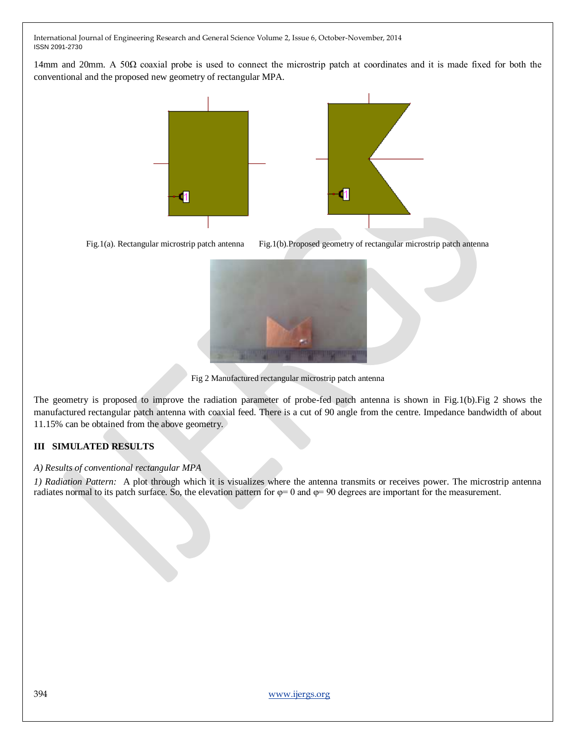14mm and 20mm. A 50Ω coaxial probe is used to connect the microstrip patch at coordinates and it is made fixed for both the conventional and the proposed new geometry of rectangular MPA.

Fig.1(a). Rectangular microstrip patch antenna    Fig.1(b).Proposed geometry of rectangular microstrip patch antenna

Fig 2 Manufactured rectangular microstrip patch antenna

The geometry is proposed to improve the radiation parameter of probe-fed patch antenna is shown in Fig.1(b).Fig 2 shows the manufactured rectangular patch antenna with coaxial feed. There is a cut of 90 angle from the centre. Impedance bandwidth of about 11.15% can be obtained from the above geometry.

## III SIMULATED RESULTS

*A) Results of conventional rectangular MPA*

*1) Radiation Pattern:* A plot through which it is visualizes where the antenna transmits or receives power. The microstrip antenna radiates normal to its patch surface. So, the elevation pattern for φ= 0 and φ= 90 degrees are important for the measurement.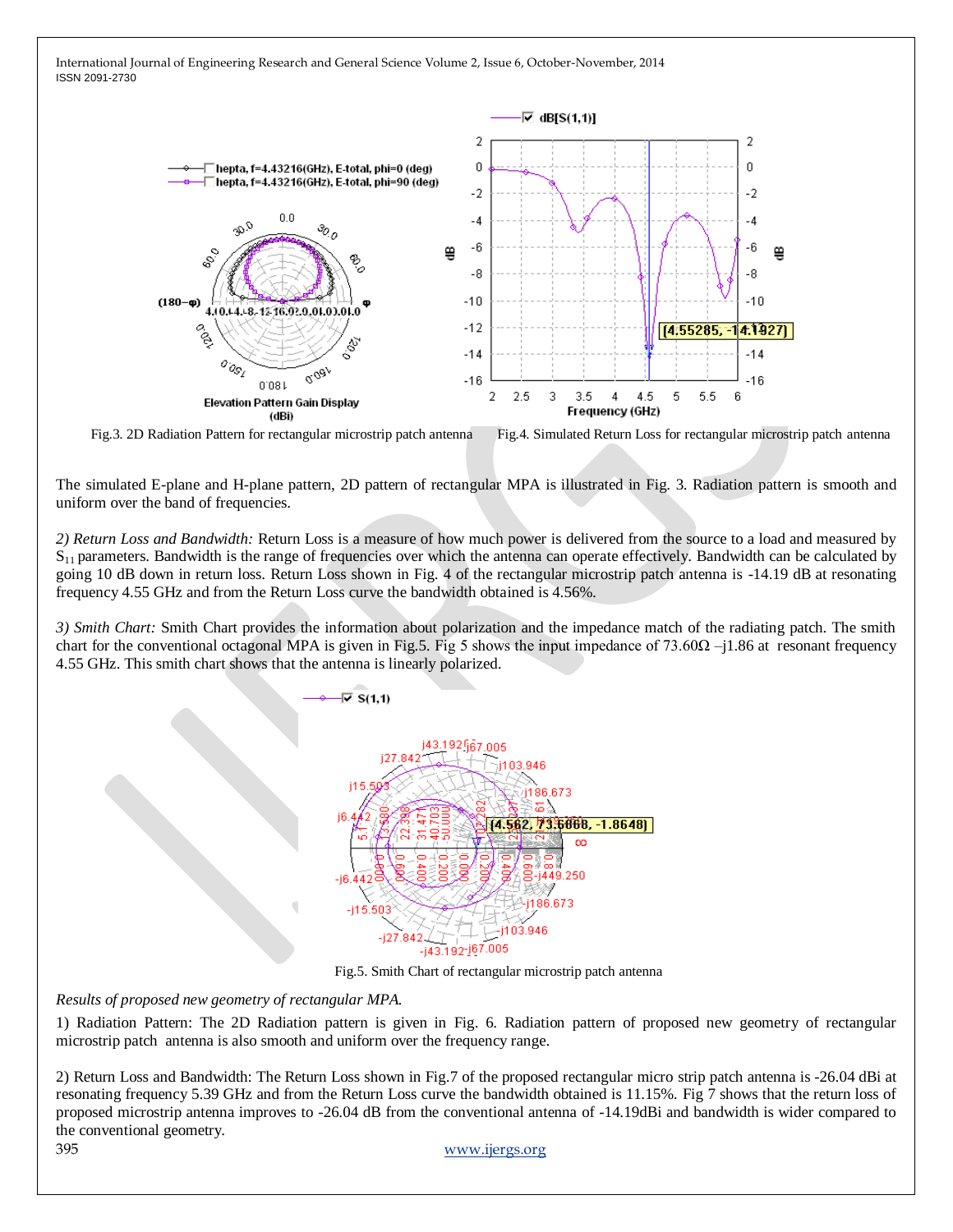Fig.3. 2D Radiation Pattern for rectangular microstrip patch antenna

Fig.4. Simulated Return Loss for rectangular microstrip patch antenna

The simulated E-plane and H-plane pattern, 2D pattern of rectangular MPA is illustrated in Fig. 3. Radiation pattern is smooth and uniform over the band of frequencies.

*2) Return Loss and Bandwidth:* Return Loss is a measure of how much power is delivered from the source to a load and measured by $S_{11}$ parameters. Bandwidth is the range of frequencies over which the antenna can operate effectively. Bandwidth can be calculated by going 10 dB down in return loss. Return Loss shown in Fig. 4 of the rectangular microstrip patch antenna is -14.19 dB at resonating frequency 4.55 GHz and from the Return Loss curve the bandwidth obtained is 4.56%.

*3) Smith Chart:* Smith Chart provides the information about polarization and the impedance match of the radiating patch. The smith chart for the conventional octagonal MPA is given in Fig.5. Fig 5 shows the input impedance of 73.60Ω –j1.86 at resonant frequency 4.55 GHz. This smith chart shows that the antenna is linearly polarized.

Fig.5. Smith Chart of rectangular microstrip patch antenna

*Results of proposed new geometry of rectangular MPA.*

1) Radiation Pattern: The 2D Radiation pattern is given in Fig. 6. Radiation pattern of proposed new geometry of rectangular microstrip patch antenna is also smooth and uniform over the frequency range.

2) Return Loss and Bandwidth: The Return Loss shown in Fig.7 of the proposed rectangular micro strip patch antenna is -26.04 dBi at resonating frequency 5.39 GHz and from the Return Loss curve the bandwidth obtained is 11.15%. Fig 7 shows that the return loss of proposed microstrip antenna improves to -26.04 dB from the conventional antenna of -14.19dBi and bandwidth is wider compared to the conventional geometry.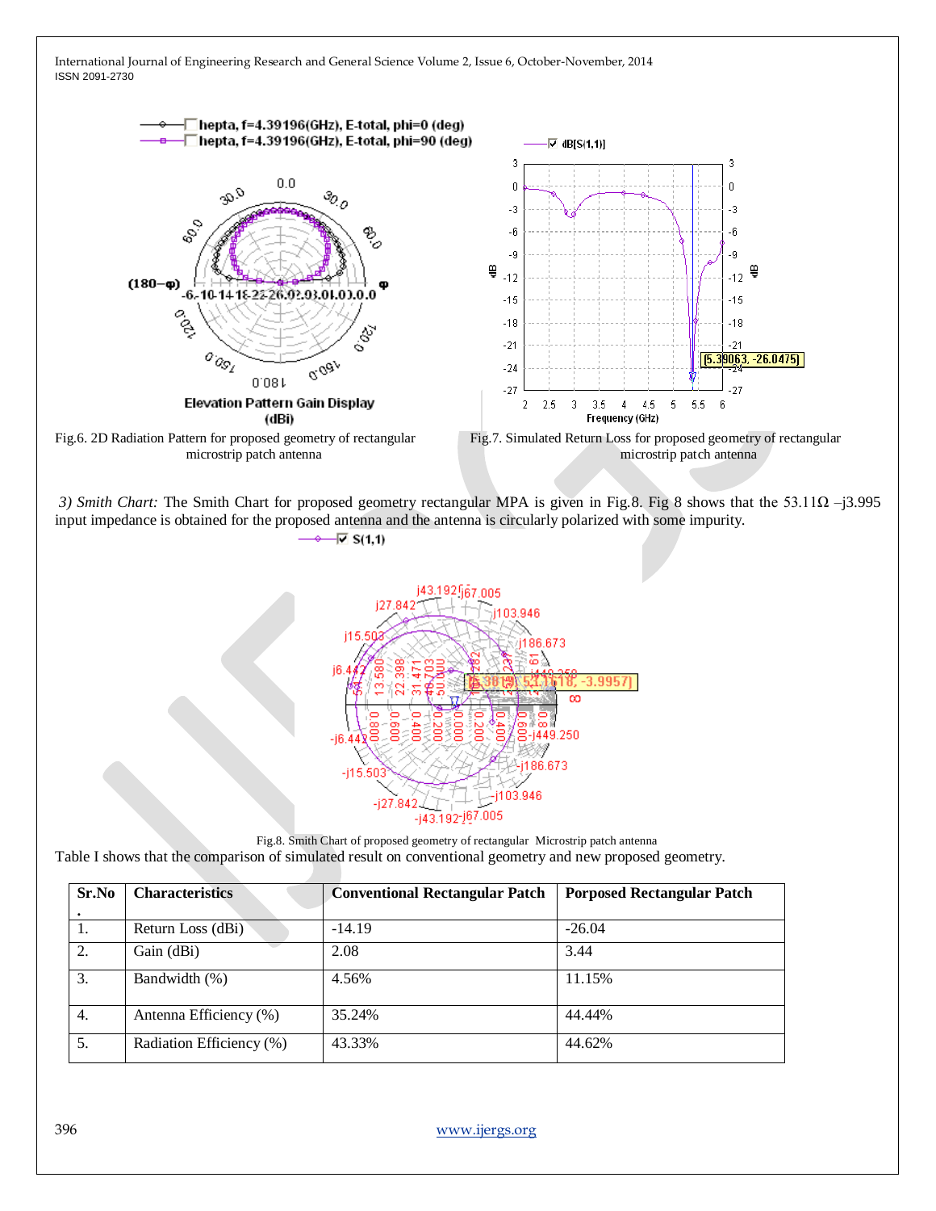Fig.6. 2D Radiation Pattern for proposed geometry of rectangular microstrip patch antenna

Fig.7. Simulated Return Loss for proposed geometry of rectangular microstrip patch antenna

*3) Smith Chart:* The Smith Chart for proposed geometry rectangular MPA is given in Fig.8. Fig 8 shows that the 53.11Ω –j3.995 input impedance is obtained for the proposed antenna and the antenna is circularly polarized with some impurity.

Fig.8. Smith Chart of proposed geometry of rectangular Microstrip patch antenna

Table I shows that the comparison of simulated result on conventional geometry and new proposed geometry.

| Sr.No. | Characteristics | Conventional Rectangular Patch | Porposed Rectangular Patch |
|---|---|---|---|
| 1. | Return Loss (dBi) | -14.19 | -26.04 |
| 2. | Gain (dBi) | 2.08 | 3.44 |
| 3. | Bandwidth (%) | 4.56% | 11.15% |
| 4. | Antenna Efficiency (%) | 35.24% | 44.44% |
| 5. | Radiation Efficiency (%) | 43.33% | 44.62% |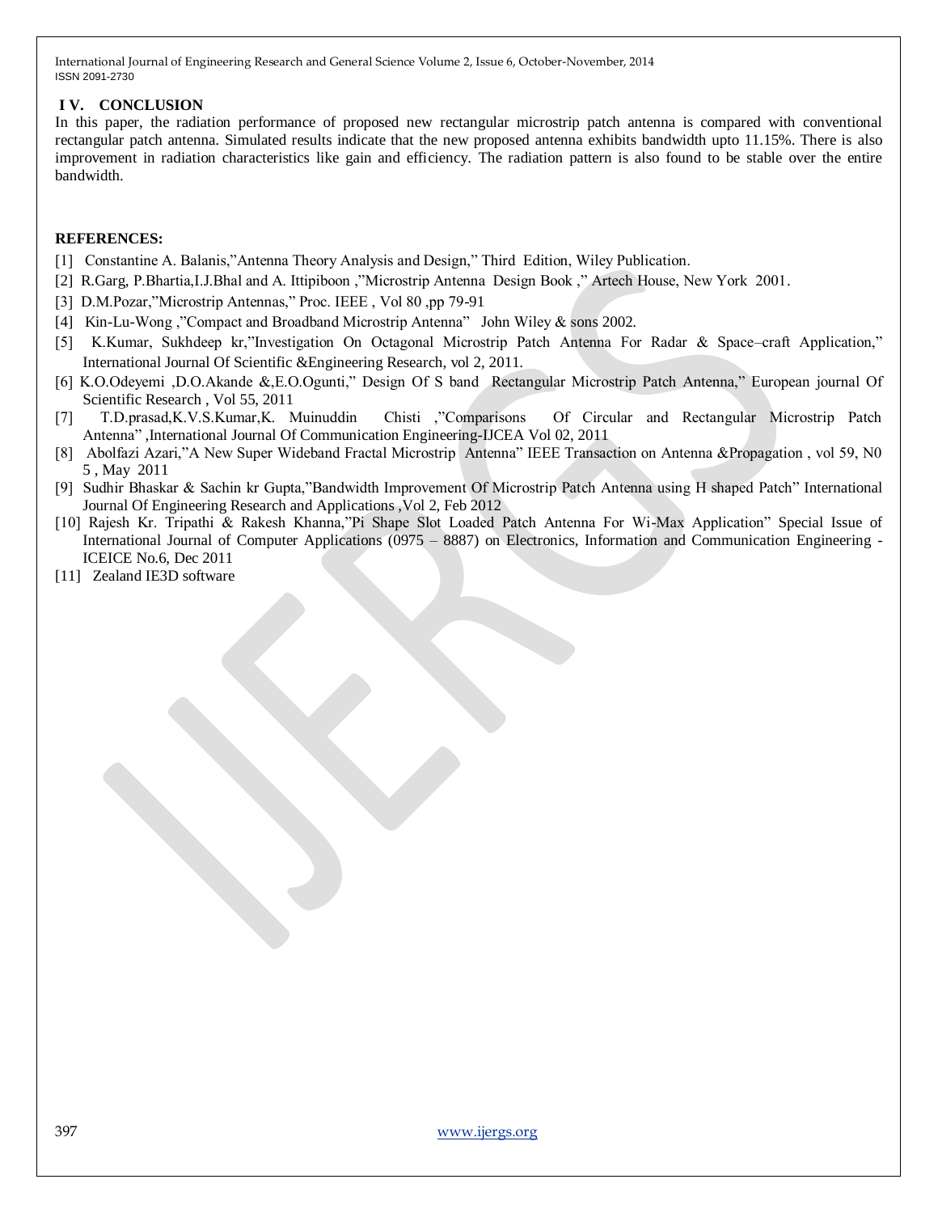## IV. CONCLUSION

In this paper, the radiation performance of proposed new rectangular microstrip patch antenna is compared with conventional rectangular patch antenna. Simulated results indicate that the new proposed antenna exhibits bandwidth upto 11.15%. There is also improvement in radiation characteristics like gain and efficiency. The radiation pattern is also found to be stable over the entire bandwidth.

**REFERENCES:**

[1] Constantine A. Balanis,"Antenna Theory Analysis and Design," Third Edition, Wiley Publication.

[2] R.Garg, P.Bhartia,I.J.Bhal and A. Ittipiboon ,"Microstrip Antenna Design Book ," Artech House, New York 2001.

[3] D.M.Pozar,"Microstrip Antennas," Proc. IEEE , Vol 80 ,pp 79-91

[4] Kin-Lu-Wong ,"Compact and Broadband Microstrip Antenna" John Wiley & sons 2002.

[5] K.Kumar, Sukhdeep kr,"Investigation On Octagonal Microstrip Patch Antenna For Radar & Space–craft Application," International Journal Of Scientific &Engineering Research, vol 2, 2011.

[6] K.O.Odeyemi ,D.O.Akande &,E.O.Ogunti," Design Of S band Rectangular Microstrip Patch Antenna," European journal Of Scientific Research , Vol 55, 2011

[7] T.D.prasad,K.V.S.Kumar,K. Muinuddin Chisti ,"Comparisons Of Circular and Rectangular Microstrip Patch Antenna" ,International Journal Of Communication Engineering-IJCEA Vol 02, 2011

[8] Abolfazi Azari,"A New Super Wideband Fractal Microstrip Antenna" IEEE Transaction on Antenna &Propagation , vol 59, N0 5 , May 2011

[9] Sudhir Bhaskar & Sachin kr Gupta,"Bandwidth Improvement Of Microstrip Patch Antenna using H shaped Patch" International Journal Of Engineering Research and Applications ,Vol 2, Feb 2012

[10] Rajesh Kr. Tripathi & Rakesh Khanna,"Pi Shape Slot Loaded Patch Antenna For Wi-Max Application" Special Issue of International Journal of Computer Applications (0975 – 8887) on Electronics, Information and Communication Engineering - ICEICE No.6, Dec 2011

[11] Zealand IE3D software